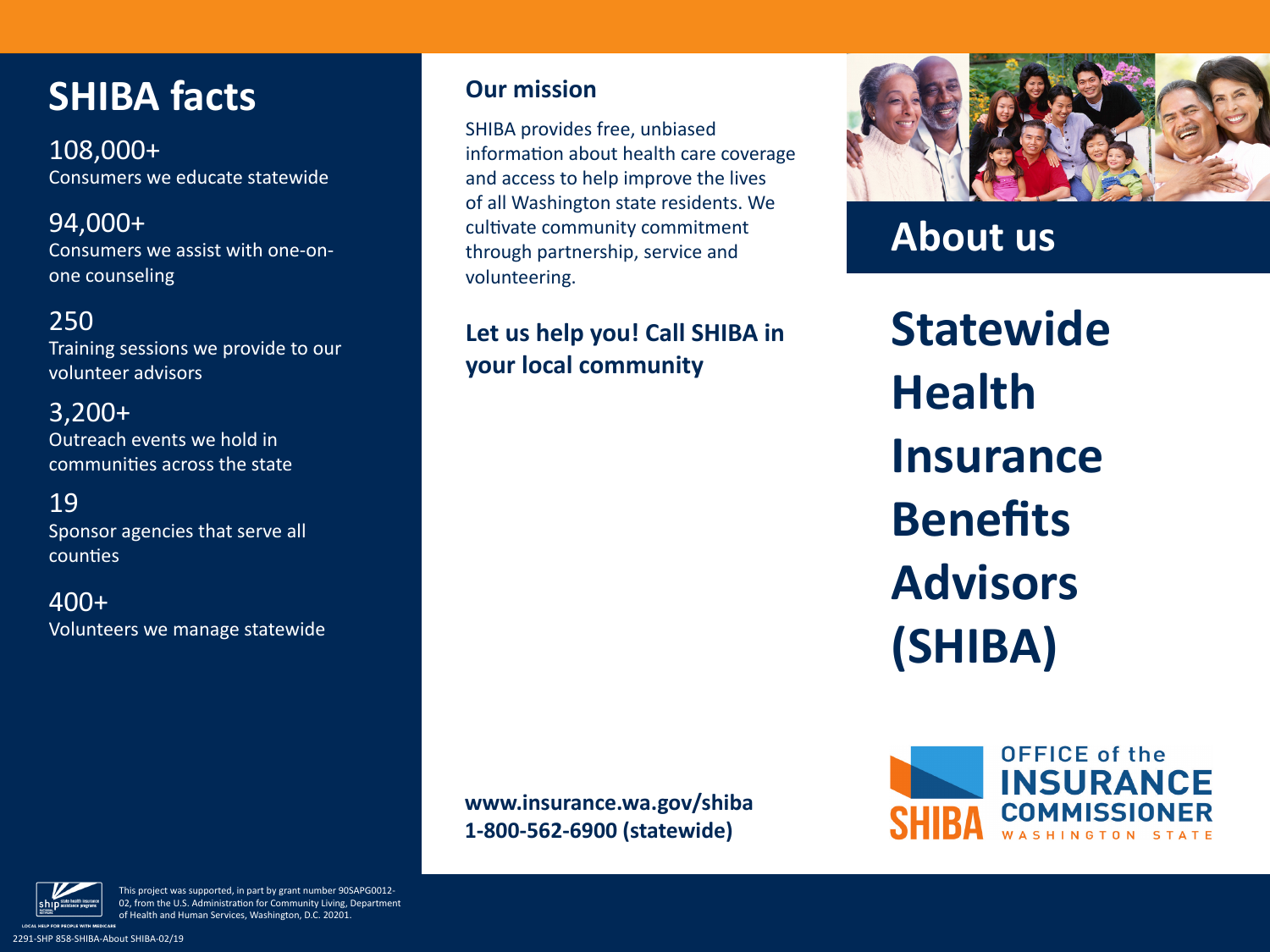## SHIBA facts

108,000+
Consumers we educate statewide

94,000+
Consumers we assist with one-on-one counseling

250
Training sessions we provide to our volunteer advisors

3,200+
Outreach events we hold in communities across the state

19
Sponsor agencies that serve all counties

400+
Volunteers we manage statewide

## Our mission

SHIBA provides free, unbiased information about health care coverage and access to help improve the lives of all Washington state residents. We cultivate community commitment through partnership, service and volunteering.

**Let us help you! Call SHIBA in your local community**

**www.insurance.wa.gov/shiba**
**1-800-562-6900 (statewide)**

## About us

# Statewide Health Insurance Benefits Advisors (SHIBA)

SHIBA
OFFICE of the INSURANCE COMMISSIONER
WASHINGTON STATE

This project was supported, in part by grant number 90SAPG0012-02, from the U.S. Administration for Community Living, Department of Health and Human Services, Washington, D.C. 20201.

2291-SHP 858-SHIBA-About SHIBA-02/19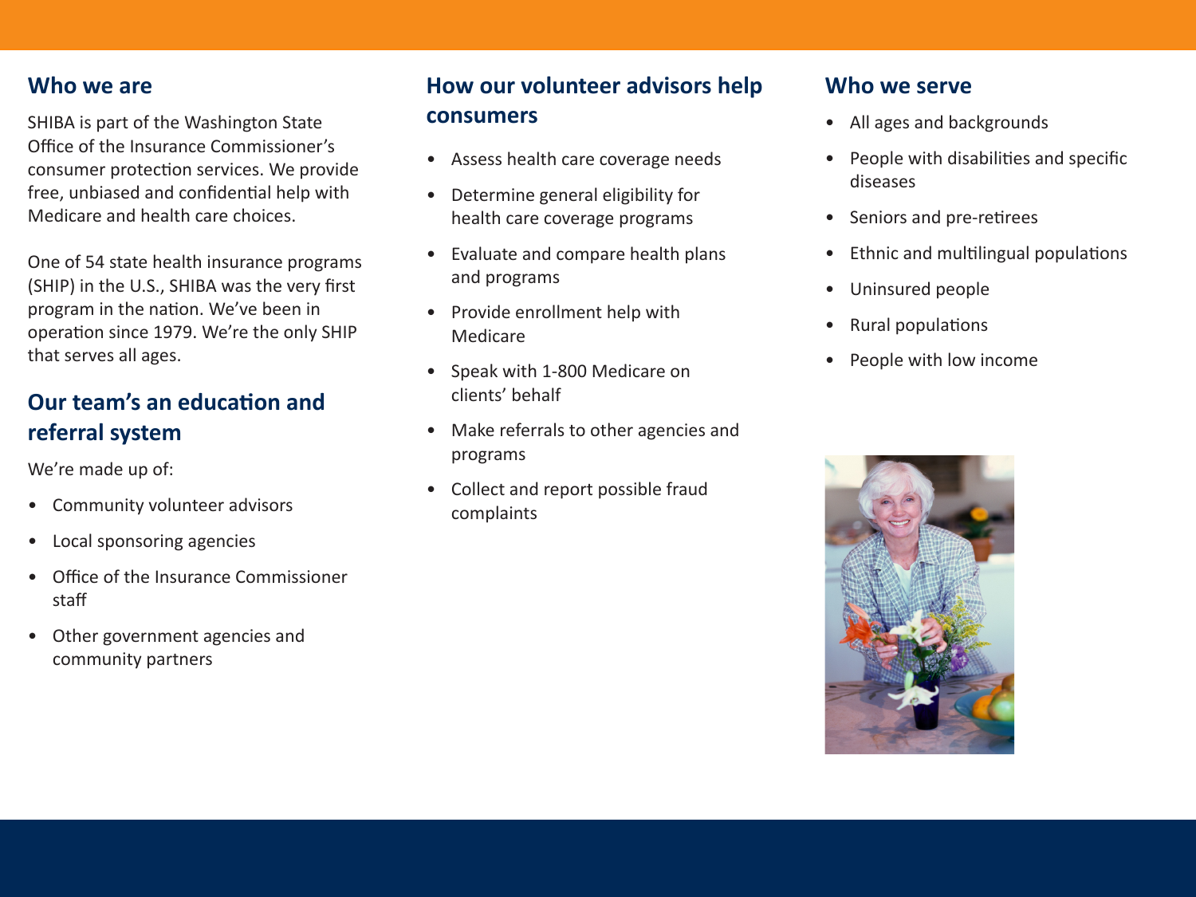## Who we are

SHIBA is part of the Washington State Office of the Insurance Commissioner's consumer protection services. We provide free, unbiased and confidential help with Medicare and health care choices.

One of 54 state health insurance programs (SHIP) in the U.S., SHIBA was the very first program in the nation. We've been in operation since 1979. We're the only SHIP that serves all ages.

## Our team's an education and referral system

We're made up of:

- Community volunteer advisors
- Local sponsoring agencies
- Office of the Insurance Commissioner staff
- Other government agencies and community partners

## How our volunteer advisors help consumers

- Assess health care coverage needs
- Determine general eligibility for health care coverage programs
- Evaluate and compare health plans and programs
- Provide enrollment help with Medicare
- Speak with 1-800 Medicare on clients' behalf
- Make referrals to other agencies and programs
- Collect and report possible fraud complaints

## Who we serve

- All ages and backgrounds
- People with disabilities and specific diseases
- Seniors and pre-retirees
- Ethnic and multilingual populations
- Uninsured people
- Rural populations
- People with low income